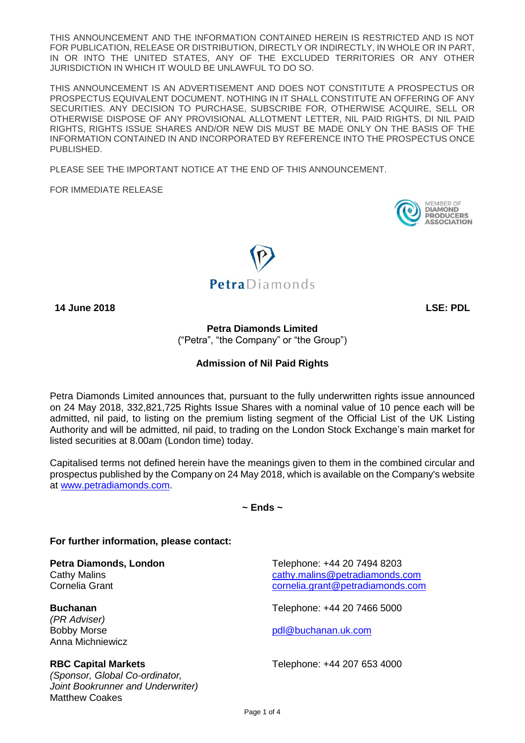THIS ANNOUNCEMENT AND THE INFORMATION CONTAINED HEREIN IS RESTRICTED AND IS NOT FOR PUBLICATION, RELEASE OR DISTRIBUTION, DIRECTLY OR INDIRECTLY, IN WHOLE OR IN PART, IN OR INTO THE UNITED STATES, ANY OF THE EXCLUDED TERRITORIES OR ANY OTHER JURISDICTION IN WHICH IT WOULD BE UNLAWFUL TO DO SO.

THIS ANNOUNCEMENT IS AN ADVERTISEMENT AND DOES NOT CONSTITUTE A PROSPECTUS OR PROSPECTUS EQUIVALENT DOCUMENT. NOTHING IN IT SHALL CONSTITUTE AN OFFERING OF ANY SECURITIES. ANY DECISION TO PURCHASE, SUBSCRIBE FOR, OTHERWISE ACQUIRE, SELL OR OTHERWISE DISPOSE OF ANY PROVISIONAL ALLOTMENT LETTER, NIL PAID RIGHTS, DI NIL PAID RIGHTS, RIGHTS ISSUE SHARES AND/OR NEW DIS MUST BE MADE ONLY ON THE BASIS OF THE INFORMATION CONTAINED IN AND INCORPORATED BY REFERENCE INTO THE PROSPECTUS ONCE PUBLISHED.

PLEASE SEE THE IMPORTANT NOTICE AT THE END OF THIS ANNOUNCEMENT.

FOR IMMEDIATE RELEASE

MEMBER OF DIAMOND PRODUCERS ASSOCIATION

PetraDiamonds

**14 June 2018** **LSE: PDL**

**Petra Diamonds Limited**
("Petra", "the Company" or "the Group")

**Admission of Nil Paid Rights**

Petra Diamonds Limited announces that, pursuant to the fully underwritten rights issue announced on 24 May 2018, 332,821,725 Rights Issue Shares with a nominal value of 10 pence each will be admitted, nil paid, to listing on the premium listing segment of the Official List of the UK Listing Authority and will be admitted, nil paid, to trading on the London Stock Exchange's main market for listed securities at 8.00am (London time) today.

Capitalised terms not defined herein have the meanings given to them in the combined circular and prospectus published by the Company on 24 May 2018, which is available on the Company's website at www.petradiamonds.com.

**~ Ends ~**

**For further information, please contact:**

**Petra Diamonds, London**
Cathy Malins
Cornelia Grant

Telephone: +44 20 7494 8203
cathy.malins@petradiamonds.com
cornelia.grant@petradiamonds.com

**Buchanan**
*(PR Adviser)*
Bobby Morse
Anna Michniewicz

Telephone: +44 20 7466 5000
pdl@buchanan.uk.com

**RBC Capital Markets**
*(Sponsor, Global Co-ordinator, Joint Bookrunner and Underwriter)*
Matthew Coakes

Telephone: +44 207 653 4000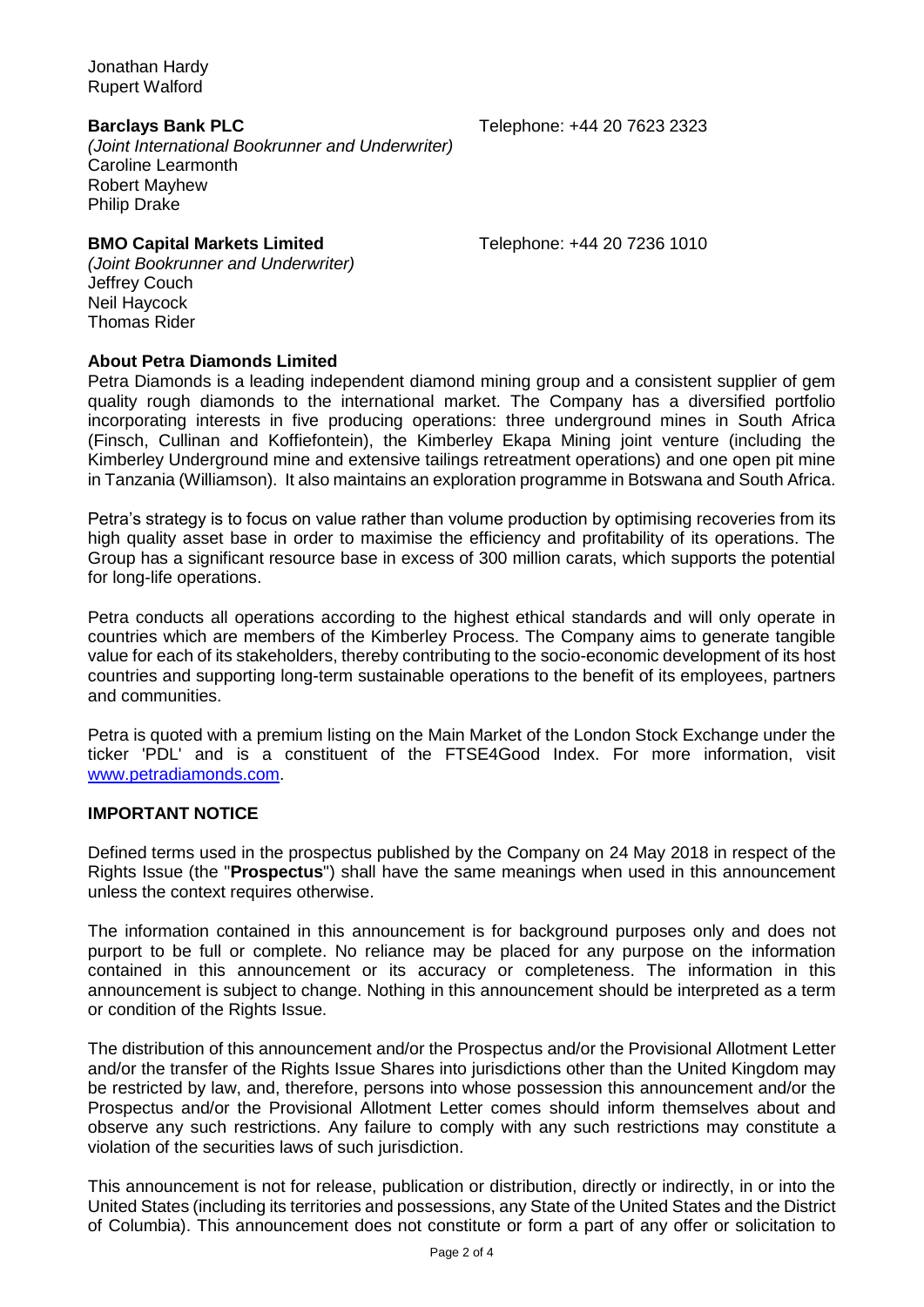Jonathan Hardy
Rupert Walford

**Barclays Bank PLC** Telephone: +44 20 7623 2323
*(Joint International Bookrunner and Underwriter)*
Caroline Learmonth
Robert Mayhew
Philip Drake

**BMO Capital Markets Limited** Telephone: +44 20 7236 1010
*(Joint Bookrunner and Underwriter)*
Jeffrey Couch
Neil Haycock
Thomas Rider

**About Petra Diamonds Limited**

Petra Diamonds is a leading independent diamond mining group and a consistent supplier of gem quality rough diamonds to the international market. The Company has a diversified portfolio incorporating interests in five producing operations: three underground mines in South Africa (Finsch, Cullinan and Koffiefontein), the Kimberley Ekapa Mining joint venture (including the Kimberley Underground mine and extensive tailings retreatment operations) and one open pit mine in Tanzania (Williamson). It also maintains an exploration programme in Botswana and South Africa.

Petra's strategy is to focus on value rather than volume production by optimising recoveries from its high quality asset base in order to maximise the efficiency and profitability of its operations. The Group has a significant resource base in excess of 300 million carats, which supports the potential for long-life operations.

Petra conducts all operations according to the highest ethical standards and will only operate in countries which are members of the Kimberley Process. The Company aims to generate tangible value for each of its stakeholders, thereby contributing to the socio-economic development of its host countries and supporting long-term sustainable operations to the benefit of its employees, partners and communities.

Petra is quoted with a premium listing on the Main Market of the London Stock Exchange under the ticker 'PDL' and is a constituent of the FTSE4Good Index. For more information, visit [www.petradiamonds.com](http://www.petradiamonds.com).

**IMPORTANT NOTICE**

Defined terms used in the prospectus published by the Company on 24 May 2018 in respect of the Rights Issue (the "**Prospectus**") shall have the same meanings when used in this announcement unless the context requires otherwise.

The information contained in this announcement is for background purposes only and does not purport to be full or complete. No reliance may be placed for any purpose on the information contained in this announcement or its accuracy or completeness. The information in this announcement is subject to change. Nothing in this announcement should be interpreted as a term or condition of the Rights Issue.

The distribution of this announcement and/or the Prospectus and/or the Provisional Allotment Letter and/or the transfer of the Rights Issue Shares into jurisdictions other than the United Kingdom may be restricted by law, and, therefore, persons into whose possession this announcement and/or the Prospectus and/or the Provisional Allotment Letter comes should inform themselves about and observe any such restrictions. Any failure to comply with any such restrictions may constitute a violation of the securities laws of such jurisdiction.

This announcement is not for release, publication or distribution, directly or indirectly, in or into the United States (including its territories and possessions, any State of the United States and the District of Columbia). This announcement does not constitute or form a part of any offer or solicitation to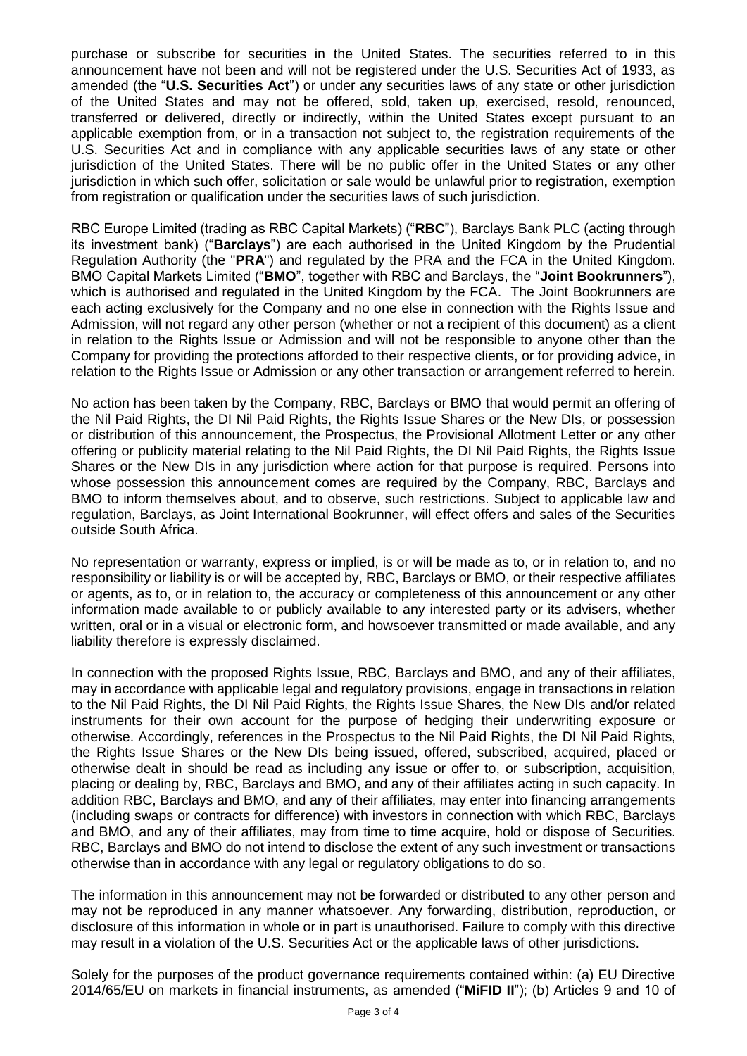purchase or subscribe for securities in the United States. The securities referred to in this announcement have not been and will not be registered under the U.S. Securities Act of 1933, as amended (the "**U.S. Securities Act**") or under any securities laws of any state or other jurisdiction of the United States and may not be offered, sold, taken up, exercised, resold, renounced, transferred or delivered, directly or indirectly, within the United States except pursuant to an applicable exemption from, or in a transaction not subject to, the registration requirements of the U.S. Securities Act and in compliance with any applicable securities laws of any state or other jurisdiction of the United States. There will be no public offer in the United States or any other jurisdiction in which such offer, solicitation or sale would be unlawful prior to registration, exemption from registration or qualification under the securities laws of such jurisdiction.

RBC Europe Limited (trading as RBC Capital Markets) ("**RBC**"), Barclays Bank PLC (acting through its investment bank) ("**Barclays**") are each authorised in the United Kingdom by the Prudential Regulation Authority (the "**PRA**") and regulated by the PRA and the FCA in the United Kingdom. BMO Capital Markets Limited ("**BMO**", together with RBC and Barclays, the "**Joint Bookrunners**"), which is authorised and regulated in the United Kingdom by the FCA. The Joint Bookrunners are each acting exclusively for the Company and no one else in connection with the Rights Issue and Admission, will not regard any other person (whether or not a recipient of this document) as a client in relation to the Rights Issue or Admission and will not be responsible to anyone other than the Company for providing the protections afforded to their respective clients, or for providing advice, in relation to the Rights Issue or Admission or any other transaction or arrangement referred to herein.

No action has been taken by the Company, RBC, Barclays or BMO that would permit an offering of the Nil Paid Rights, the DI Nil Paid Rights, the Rights Issue Shares or the New DIs, or possession or distribution of this announcement, the Prospectus, the Provisional Allotment Letter or any other offering or publicity material relating to the Nil Paid Rights, the DI Nil Paid Rights, the Rights Issue Shares or the New DIs in any jurisdiction where action for that purpose is required. Persons into whose possession this announcement comes are required by the Company, RBC, Barclays and BMO to inform themselves about, and to observe, such restrictions. Subject to applicable law and regulation, Barclays, as Joint International Bookrunner, will effect offers and sales of the Securities outside South Africa.

No representation or warranty, express or implied, is or will be made as to, or in relation to, and no responsibility or liability is or will be accepted by, RBC, Barclays or BMO, or their respective affiliates or agents, as to, or in relation to, the accuracy or completeness of this announcement or any other information made available to or publicly available to any interested party or its advisers, whether written, oral or in a visual or electronic form, and howsoever transmitted or made available, and any liability therefore is expressly disclaimed.

In connection with the proposed Rights Issue, RBC, Barclays and BMO, and any of their affiliates, may in accordance with applicable legal and regulatory provisions, engage in transactions in relation to the Nil Paid Rights, the DI Nil Paid Rights, the Rights Issue Shares, the New DIs and/or related instruments for their own account for the purpose of hedging their underwriting exposure or otherwise. Accordingly, references in the Prospectus to the Nil Paid Rights, the DI Nil Paid Rights, the Rights Issue Shares or the New DIs being issued, offered, subscribed, acquired, placed or otherwise dealt in should be read as including any issue or offer to, or subscription, acquisition, placing or dealing by, RBC, Barclays and BMO, and any of their affiliates acting in such capacity. In addition RBC, Barclays and BMO, and any of their affiliates, may enter into financing arrangements (including swaps or contracts for difference) with investors in connection with which RBC, Barclays and BMO, and any of their affiliates, may from time to time acquire, hold or dispose of Securities. RBC, Barclays and BMO do not intend to disclose the extent of any such investment or transactions otherwise than in accordance with any legal or regulatory obligations to do so.

The information in this announcement may not be forwarded or distributed to any other person and may not be reproduced in any manner whatsoever. Any forwarding, distribution, reproduction, or disclosure of this information in whole or in part is unauthorised. Failure to comply with this directive may result in a violation of the U.S. Securities Act or the applicable laws of other jurisdictions.

Solely for the purposes of the product governance requirements contained within: (a) EU Directive 2014/65/EU on markets in financial instruments, as amended ("**MiFID II**"); (b) Articles 9 and 10 of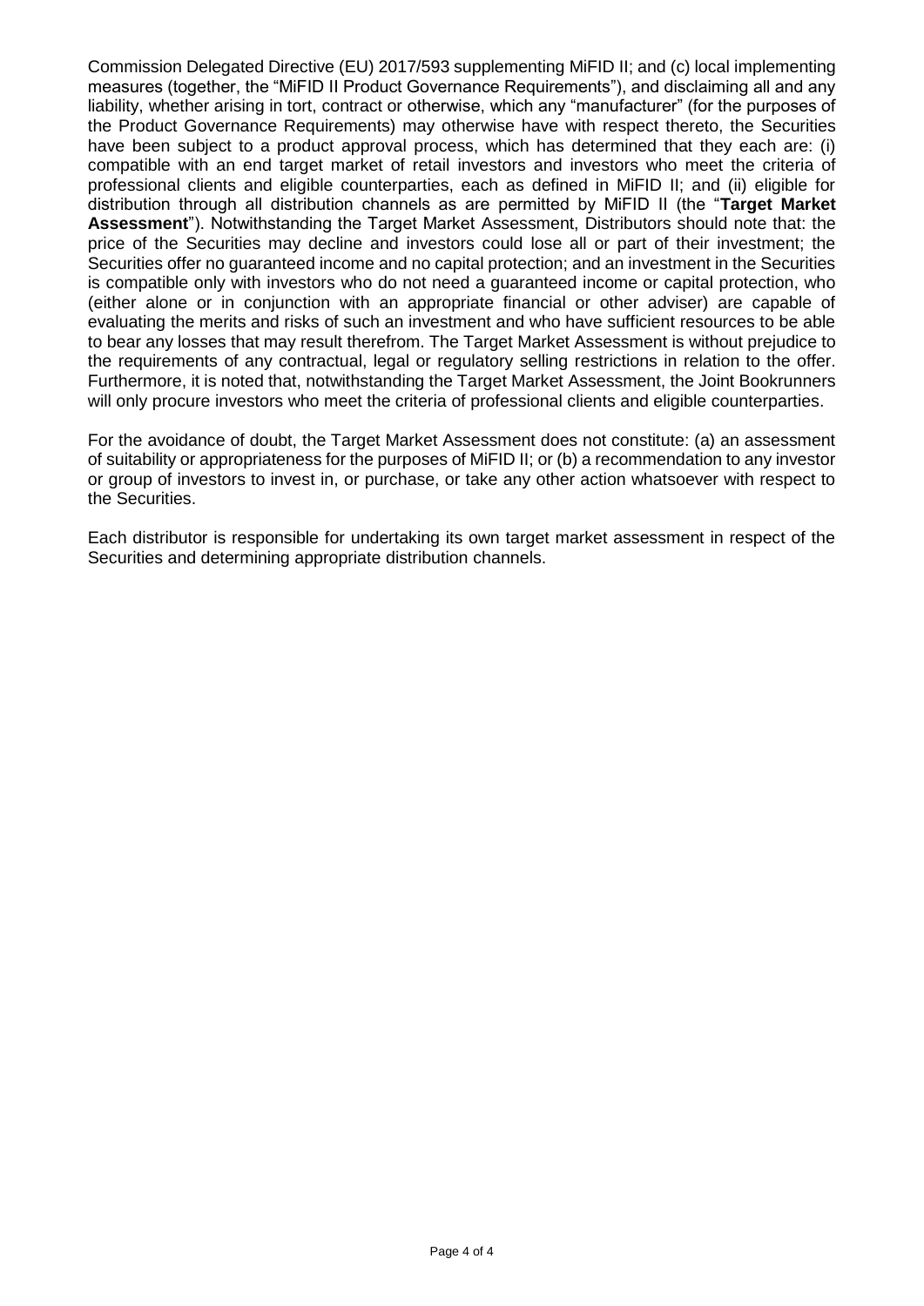Commission Delegated Directive (EU) 2017/593 supplementing MiFID II; and (c) local implementing measures (together, the "MiFID II Product Governance Requirements"), and disclaiming all and any liability, whether arising in tort, contract or otherwise, which any "manufacturer" (for the purposes of the Product Governance Requirements) may otherwise have with respect thereto, the Securities have been subject to a product approval process, which has determined that they each are: (i) compatible with an end target market of retail investors and investors who meet the criteria of professional clients and eligible counterparties, each as defined in MiFID II; and (ii) eligible for distribution through all distribution channels as are permitted by MiFID II (the "**Target Market Assessment**"). Notwithstanding the Target Market Assessment, Distributors should note that: the price of the Securities may decline and investors could lose all or part of their investment; the Securities offer no guaranteed income and no capital protection; and an investment in the Securities is compatible only with investors who do not need a guaranteed income or capital protection, who (either alone or in conjunction with an appropriate financial or other adviser) are capable of evaluating the merits and risks of such an investment and who have sufficient resources to be able to bear any losses that may result therefrom. The Target Market Assessment is without prejudice to the requirements of any contractual, legal or regulatory selling restrictions in relation to the offer. Furthermore, it is noted that, notwithstanding the Target Market Assessment, the Joint Bookrunners will only procure investors who meet the criteria of professional clients and eligible counterparties.

For the avoidance of doubt, the Target Market Assessment does not constitute: (a) an assessment of suitability or appropriateness for the purposes of MiFID II; or (b) a recommendation to any investor or group of investors to invest in, or purchase, or take any other action whatsoever with respect to the Securities.

Each distributor is responsible for undertaking its own target market assessment in respect of the Securities and determining appropriate distribution channels.